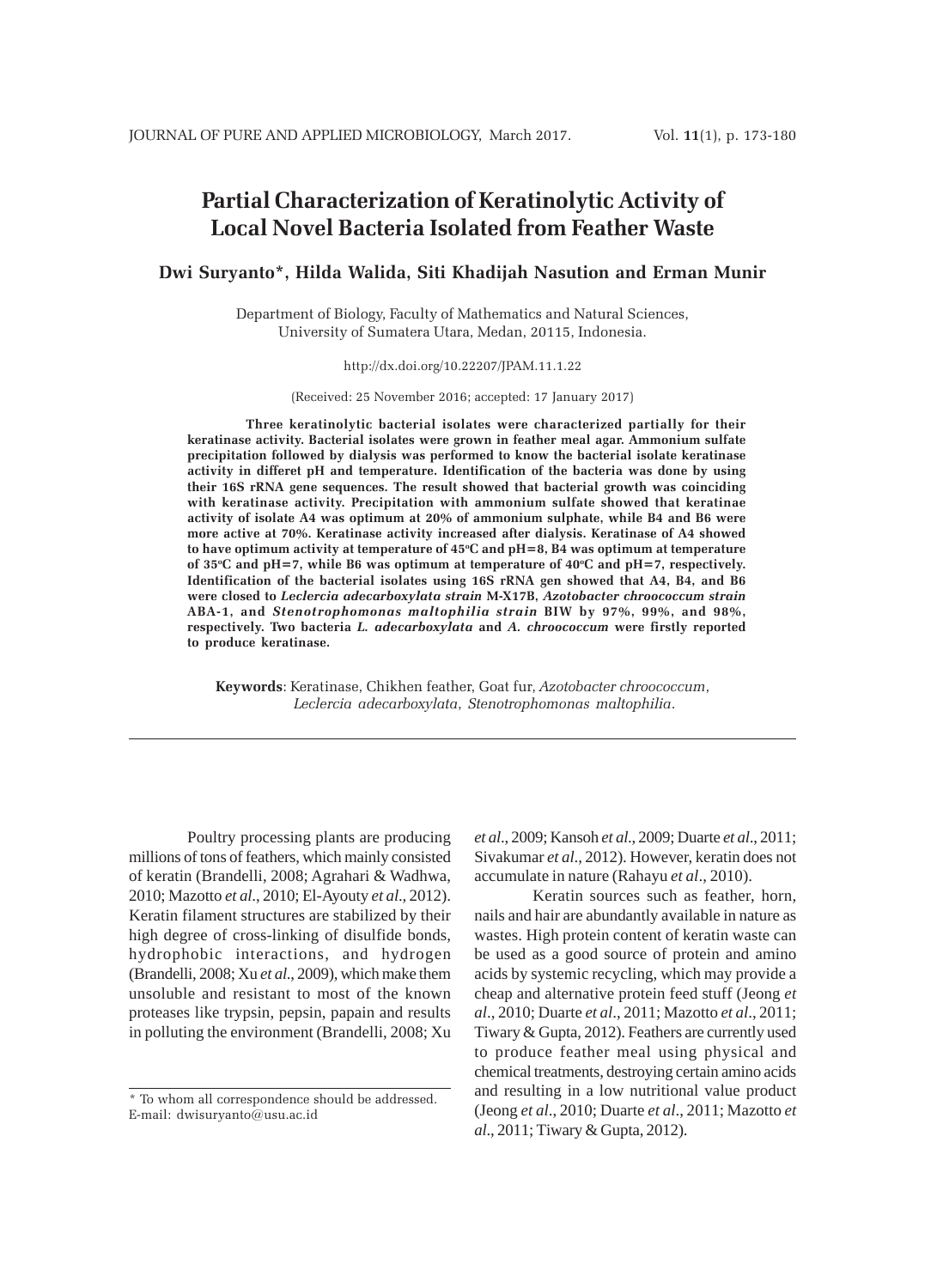# Partial Characterization of Keratinolytic Activity of Local Novel Bacteria Isolated from Feather Waste

**Dwi Suryanto*, Hilda Walida, Siti Khadijah Nasution and Erman Munir**

Department of Biology, Faculty of Mathematics and Natural Sciences, University of Sumatera Utara, Medan, 20115, Indonesia.

http://dx.doi.org/10.22207/JPAM.11.1.22

(Received: 25 November 2016; accepted: 17 January 2017)

**Three keratinolytic bacterial isolates were characterized partially for their keratinase activity. Bacterial isolates were grown in feather meal agar. Ammonium sulfate precipitation followed by dialysis was performed to know the bacterial isolate keratinase activity in differet pH and temperature. Identification of the bacteria was done by using their 16S rRNA gene sequences. The result showed that bacterial growth was coinciding with keratinase activity. Precipitation with ammonium sulfate showed that keratinae activity of isolate A4 was optimum at 20% of ammonium sulphate, while B4 and B6 were more active at 70%. Keratinase activity increased after dialysis. Keratinase of A4 showed to have optimum activity at temperature of 45°C and pH=8, B4 was optimum at temperature of 35°C and pH=7, while B6 was optimum at temperature of 40°C and pH=7, respectively. Identification of the bacterial isolates using 16S rRNA gen showed that A4, B4, and B6 were closed to *Leclercia adecarboxylata strain* M-X17B, *Azotobacter chroococcum strain* ABA-1, and *Stenotrophomonas maltophilia strain* BIW by 97%, 99%, and 98%, respectively. Two bacteria *L. adecarboxylata* and *A. chroococcum* were firstly reported to produce keratinase.**

**Keywords**: Keratinase, Chikhen feather, Goat fur, *Azotobacter chroococcum*, *Leclercia adecarboxylata*, *Stenotrophomonas maltophilia*.

---

Poultry processing plants are producing millions of tons of feathers, which mainly consisted of keratin (Brandelli, 2008; Agrahari & Wadhwa, 2010; Mazotto *et al*., 2010; El-Ayouty *et al*., 2012). Keratin filament structures are stabilized by their high degree of cross-linking of disulfide bonds, hydrophobic interactions, and hydrogen (Brandelli, 2008; Xu *et al*., 2009), which make them unsoluble and resistant to most of the known proteases like trypsin, pepsin, papain and results in polluting the environment (Brandelli, 2008; Xu *et al*., 2009; Kansoh *et al*., 2009; Duarte *et al*., 2011; Sivakumar *et al*., 2012). However, keratin does not accumulate in nature (Rahayu *et al*., 2010).

Keratin sources such as feather, horn, nails and hair are abundantly available in nature as wastes. High protein content of keratin waste can be used as a good source of protein and amino acids by systemic recycling, which may provide a cheap and alternative protein feed stuff (Jeong *et al*., 2010; Duarte *et al*., 2011; Mazotto *et al*., 2011; Tiwary & Gupta, 2012). Feathers are currently used to produce feather meal using physical and chemical treatments, destroying certain amino acids and resulting in a low nutritional value product (Jeong *et al*., 2010; Duarte *et al*., 2011; Mazotto *et al*., 2011; Tiwary & Gupta, 2012).

\* To whom all correspondence should be addressed.
E-mail: dwisuryanto@usu.ac.id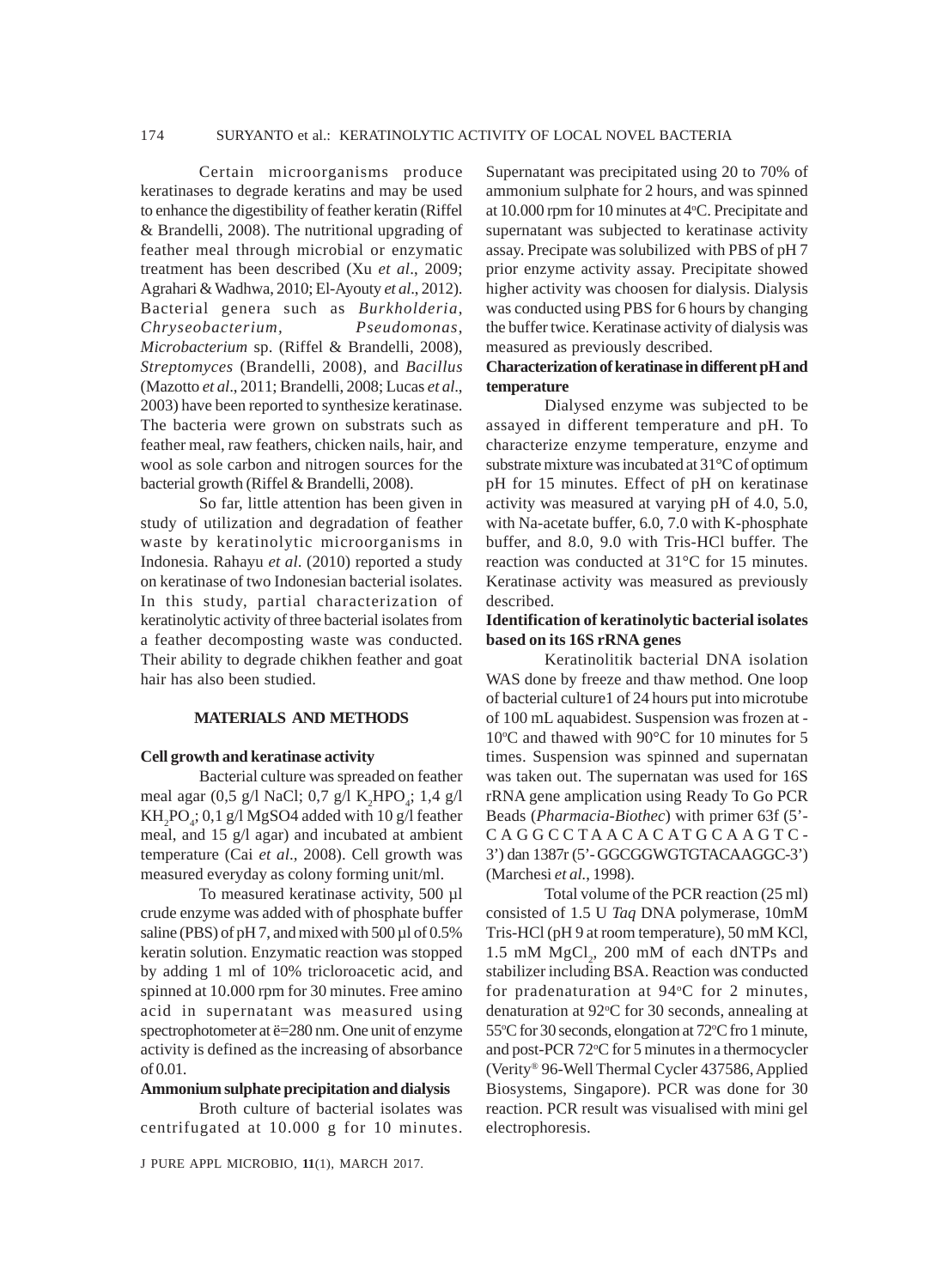Certain microorganisms produce keratinases to degrade keratins and may be used to enhance the digestibility of feather keratin (Riffel & Brandelli, 2008). The nutritional upgrading of feather meal through microbial or enzymatic treatment has been described (Xu *et al*., 2009; Agrahari & Wadhwa, 2010; El-Ayouty *et al*., 2012). Bacterial genera such as *Burkholderia*, *Chryseobacterium*, *Pseudomonas*, *Microbacterium* sp. (Riffel & Brandelli, 2008), *Streptomyces* (Brandelli, 2008), and *Bacillus* (Mazotto *et al*., 2011; Brandelli, 2008; Lucas *et al*., 2003) have been reported to synthesize keratinase. The bacteria were grown on substrats such as feather meal, raw feathers, chicken nails, hair, and wool as sole carbon and nitrogen sources for the bacterial growth (Riffel & Brandelli, 2008).

So far, little attention has been given in study of utilization and degradation of feather waste by keratinolytic microorganisms in Indonesia. Rahayu *et al*. (2010) reported a study on keratinase of two Indonesian bacterial isolates. In this study, partial characterization of keratinolytic activity of three bacterial isolates from a feather decomposting waste was conducted. Their ability to degrade chikhen feather and goat hair has also been studied.

## MATERIALS AND METHODS

### Cell growth and keratinase activity

Bacterial culture was spreaded on feather meal agar (0,5 g/l NaCl; 0,7 g/l $K_2HPO_4$; 1,4 g/l $KH_2PO_4$; 0,1 g/l MgSO4 added with 10 g/l feather meal, and 15 g/l agar) and incubated at ambient temperature (Cai *et al*., 2008). Cell growth was measured everyday as colony forming unit/ml.

To measured keratinase activity, 500 µl crude enzyme was added with of phosphate buffer saline (PBS) of pH 7, and mixed with 500 µl of 0.5% keratin solution. Enzymatic reaction was stopped by adding 1 ml of 10% tricloroacetic acid, and spinned at 10.000 rpm for 30 minutes. Free amino acid in supernatant was measured using spectrophotometer at ë=280 nm. One unit of enzyme activity is defined as the increasing of absorbance of 0.01.

### Ammonium sulphate precipitation and dialysis

Broth culture of bacterial isolates was centrifugated at 10.000 g for 10 minutes. Supernatant was precipitated using 20 to 70% of ammonium sulphate for 2 hours, and was spinned at 10.000 rpm for 10 minutes at 4°C. Precipitate and supernatant was subjected to keratinase activity assay. Precipate was solubilized with PBS of pH 7 prior enzyme activity assay. Precipitate showed higher activity was choosen for dialysis. Dialysis was conducted using PBS for 6 hours by changing the buffer twice. Keratinase activity of dialysis was measured as previously described.

### Characterization of keratinase in different pH and temperature

Dialysed enzyme was subjected to be assayed in different temperature and pH. To characterize enzyme temperature, enzyme and substrate mixture was incubated at 31°C of optimum pH for 15 minutes. Effect of pH on keratinase activity was measured at varying pH of 4.0, 5.0, with Na-acetate buffer, 6.0, 7.0 with K-phosphate buffer, and 8.0, 9.0 with Tris-HCl buffer. The reaction was conducted at 31°C for 15 minutes. Keratinase activity was measured as previously described.

### Identification of keratinolytic bacterial isolates based on its 16S rRNA genes

Keratinolitik bacterial DNA isolation WAS done by freeze and thaw method. One loop of bacterial culture1 of 24 hours put into microtube of 100 mL aquabidest. Suspension was frozen at -10°C and thawed with 90°C for 10 minutes for 5 times. Suspension was spinned and supernatan was taken out. The supernatan was used for 16S rRNA gene amplication using Ready To Go PCR Beads (*Pharmacia-Biothec*) with primer 63f (5'-C A G G C C T A A C A C A T G C A A G T C - 3') dan 1387r (5'- GGCGGWGTGTACAAGGC-3') (Marchesi *et al.*, 1998).

Total volume of the PCR reaction (25 ml) consisted of 1.5 U *Taq* DNA polymerase, 10mM Tris-HCl (pH 9 at room temperature), 50 mM KCl, 1.5 mM $MgCl_2$, 200 mM of each dNTPs and stabilizer including BSA. Reaction was conducted for pradenaturation at 94°C for 2 minutes, denaturation at 92°C for 30 seconds, annealing at 55°C for 30 seconds, elongation at 72°C fro 1 minute, and post-PCR 72°C for 5 minutes in a thermocycler (Verity® 96-Well Thermal Cycler 437586, Applied Biosystems, Singapore). PCR was done for 30 reaction. PCR result was visualised with mini gel electrophoresis.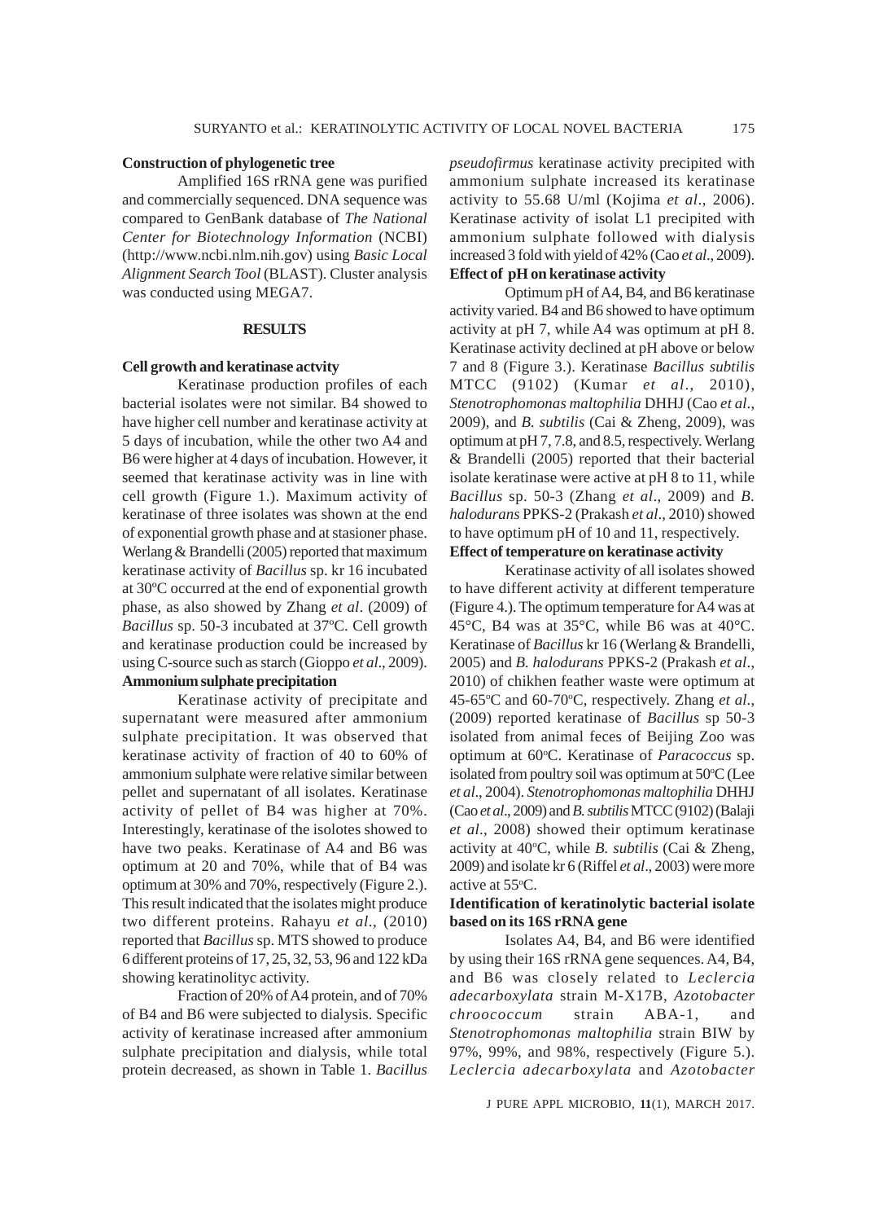**Construction of phylogenetic tree**

Amplified 16S rRNA gene was purified and commercially sequenced. DNA sequence was compared to GenBank database of *The National Center for Biotechnology Information* (NCBI) (http://www.ncbi.nlm.nih.gov) using *Basic Local Alignment Search Tool* (BLAST). Cluster analysis was conducted using MEGA7.

## RESULTS

**Cell growth and keratinase actvity**

Keratinase production profiles of each bacterial isolates were not similar. B4 showed to have higher cell number and keratinase activity at 5 days of incubation, while the other two A4 and B6 were higher at 4 days of incubation. However, it seemed that keratinase activity was in line with cell growth (Figure 1.). Maximum activity of keratinase of three isolates was shown at the end of exponential growth phase and at stasioner phase. Werlang & Brandelli (2005) reported that maximum keratinase activity of *Bacillus* sp. kr 16 incubated at 30°C occurred at the end of exponential growth phase, as also showed by Zhang *et al*. (2009) of *Bacillus* sp. 50-3 incubated at 37°C. Cell growth and keratinase production could be increased by using C-source such as starch (Gioppo *et al*., 2009).

**Ammonium sulphate precipitation**

Keratinase activity of precipitate and supernatant were measured after ammonium sulphate precipitation. It was observed that keratinase activity of fraction of 40 to 60% of ammonium sulphate were relative similar between pellet and supernatant of all isolates. Keratinase activity of pellet of B4 was higher at 70%. Interestingly, keratinase of the isolotes showed to have two peaks. Keratinase of A4 and B6 was optimum at 20 and 70%, while that of B4 was optimum at 30% and 70%, respectively (Figure 2.). This result indicated that the isolates might produce two different proteins. Rahayu *et al*., (2010) reported that *Bacillus* sp. MTS showed to produce 6 different proteins of 17, 25, 32, 53, 96 and 122 kDa showing keratinolityc activity.

Fraction of 20% of A4 protein, and of 70% of B4 and B6 were subjected to dialysis. Specific activity of keratinase increased after ammonium sulphate precipitation and dialysis, while total protein decreased, as shown in Table 1. *Bacillus pseudofirmus* keratinase activity precipited with ammonium sulphate increased its keratinase activity to 55.68 U/ml (Kojima *et al*., 2006). Keratinase activity of isolat L1 precipited with ammonium sulphate followed with dialysis increased 3 fold with yield of 42% (Cao *et al*., 2009).

**Effect of pH on keratinase activity**

Optimum pH of A4, B4, and B6 keratinase activity varied. B4 and B6 showed to have optimum activity at pH 7, while A4 was optimum at pH 8. Keratinase activity declined at pH above or below 7 and 8 (Figure 3.). Keratinase *Bacillus subtilis* MTCC (9102) (Kumar *et al*., 2010), *Stenotrophomonas maltophilia* DHHJ (Cao *et al*., 2009), and *B. subtilis* (Cai & Zheng, 2009), was optimum at pH 7, 7.8, and 8.5, respectively. Werlang & Brandelli (2005) reported that their bacterial isolate keratinase were active at pH 8 to 11, while *Bacillus* sp. 50-3 (Zhang *et al*., 2009) and *B. halodurans* PPKS-2 (Prakash *et al*., 2010) showed to have optimum pH of 10 and 11, respectively.

**Effect of temperature on keratinase activity**

Keratinase activity of all isolates showed to have different activity at different temperature (Figure 4.). The optimum temperature for A4 was at 45°C, B4 was at 35°C, while B6 was at 40°C. Keratinase of *Bacillus* kr 16 (Werlang & Brandelli, 2005) and *B. halodurans* PPKS-2 (Prakash *et al*., 2010) of chikhen feather waste were optimum at 45-65°C and 60-70°C, respectively. Zhang *et al*., (2009) reported keratinase of *Bacillus* sp 50-3 isolated from animal feces of Beijing Zoo was optimum at 60°C. Keratinase of *Paracoccus* sp. isolated from poultry soil was optimum at 50°C (Lee *et al*., 2004). *Stenotrophomonas maltophilia* DHHJ (Cao *et al*., 2009) and *B. subtilis* MTCC (9102) (Balaji *et al*., 2008) showed their optimum keratinase activity at 40°C, while *B. subtilis* (Cai & Zheng, 2009) and isolate kr 6 (Riffel *et al*., 2003) were more active at 55°C.

**Identification of keratinolytic bacterial isolate based on its 16S rRNA gene**

Isolates A4, B4, and B6 were identified by using their 16S rRNA gene sequences. A4, B4, and B6 was closely related to *Leclercia adecarboxylata* strain M-X17B, *Azotobacter chroococcum* strain ABA-1, and *Stenotrophomonas maltophilia* strain BIW by 97%, 99%, and 98%, respectively (Figure 5.). *Leclercia adecarboxylata* and *Azotobacter*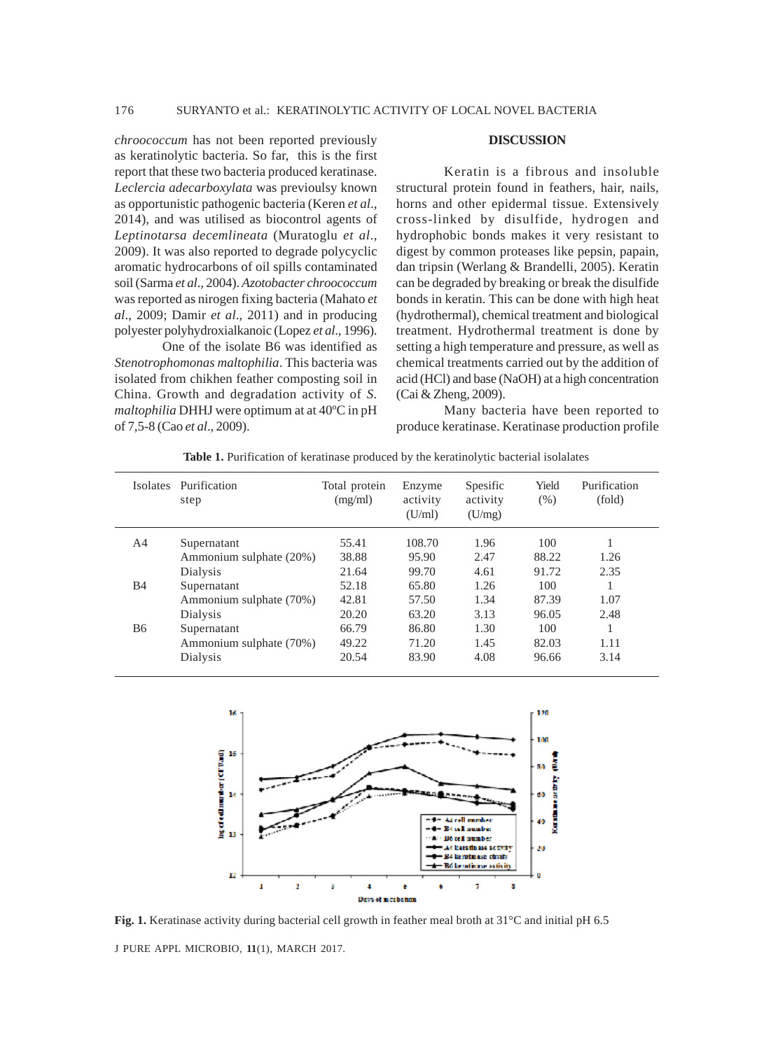*chroococcum* has not been reported previously as keratinolytic bacteria. So far, this is the first report that these two bacteria produced keratinase. *Leclercia adecarboxylata* was previoulsy known as opportunistic pathogenic bacteria (Keren *et al*., 2014), and was utilised as biocontrol agents of *Leptinotarsa decemlineata* (Muratoglu *et al*., 2009). It was also reported to degrade polycyclic aromatic hydrocarbons of oil spills contaminated soil (Sarma *et al*., 2004). *Azotobacter chroococcum* was reported as nirogen fixing bacteria (Mahato *et al*., 2009; Damir *et al*., 2011) and in producing polyester polyhydroxialkanoic (Lopez *et al*., 1996).

One of the isolate B6 was identified as *Stenotrophomonas maltophilia*. This bacteria was isolated from chikhen feather composting soil in China. Growth and degradation activity of *S. maltophilia* DHHJ were optimum at at 40ºC in pH of 7,5-8 (Cao *et al*., 2009).

## DISCUSSION

Keratin is a fibrous and insoluble structural protein found in feathers, hair, nails, horns and other epidermal tissue. Extensively cross-linked by disulfide, hydrogen and hydrophobic bonds makes it very resistant to digest by common proteases like pepsin, papain, dan tripsin (Werlang & Brandelli, 2005). Keratin can be degraded by breaking or break the disulfide bonds in keratin. This can be done with high heat (hydrothermal), chemical treatment and biological treatment. Hydrothermal treatment is done by setting a high temperature and pressure, as well as chemical treatments carried out by the addition of acid (HCl) and base (NaOH) at a high concentration (Cai & Zheng, 2009).

Many bacteria have been reported to produce keratinase. Keratinase production profile

**Table 1.** Purification of keratinase produced by the keratinolytic bacterial isolalates

| Isolates | Purification step | Total protein (mg/ml) | Enzyme activity (U/ml) | Spesific activity (U/mg) | Yield (%) | Purification (fold) |
|---|---|---|---|---|---|---|
| A4 | Supernatant | 55.41 | 108.70 | 1.96 | 100 | 1 |
| | Ammonium sulphate (20%) | 38.88 | 95.90 | 2.47 | 88.22 | 1.26 |
| | Dialysis | 21.64 | 99.70 | 4.61 | 91.72 | 2.35 |
| B4 | Supernatant | 52.18 | 65.80 | 1.26 | 100 | 1 |
| | Ammonium sulphate (70%) | 42.81 | 57.50 | 1.34 | 87.39 | 1.07 |
| | Dialysis | 20.20 | 63.20 | 3.13 | 96.05 | 2.48 |
| B6 | Supernatant | 66.79 | 86.80 | 1.30 | 100 | 1 |
| | Ammonium sulphate (70%) | 49.22 | 71.20 | 1.45 | 82.03 | 1.11 |
| | Dialysis | 20.54 | 83.90 | 4.08 | 96.66 | 3.14 |

**Fig. 1.** Keratinase activity during bacterial cell growth in feather meal broth at 31°C and initial pH 6.5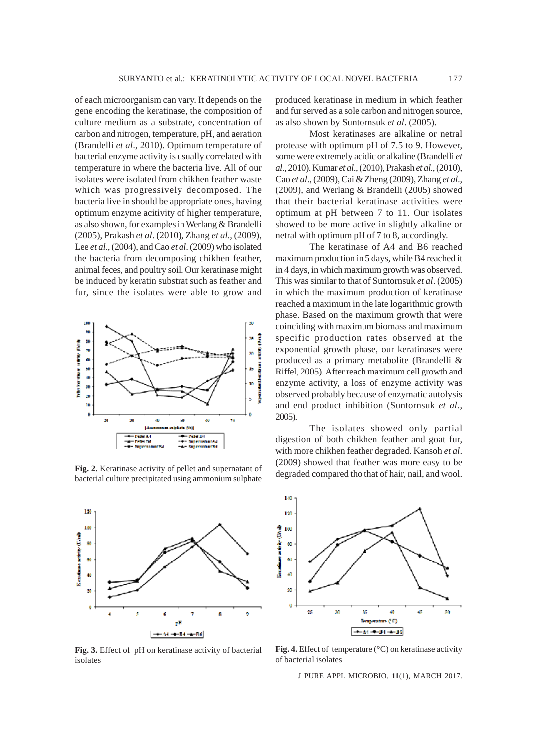of each microorganism can vary. It depends on the gene encoding the keratinase, the composition of culture medium as a substrate, concentration of carbon and nitrogen, temperature, pH, and aeration (Brandelli *et al*., 2010). Optimum temperature of bacterial enzyme activity is usually correlated with temperature in where the bacteria live. All of our isolates were isolated from chikhen feather waste which was progressively decomposed. The bacteria live in should be appropriate ones, having optimum enzyme acitivity of higher temperature, as also shown, for examples in Werlang & Brandelli (2005), Prakash *et al*. (2010), Zhang *et al*., (2009), Lee *et al*., (2004), and Cao *et al*. (2009) who isolated the bacteria from decomposing chikhen feather, animal feces, and poultry soil. Our keratinase might be induced by keratin substrat such as feather and fur, since the isolates were able to grow and produced keratinase in medium in which feather and fur served as a sole carbon and nitrogen source, as also shown by Suntornsuk *et al*. (2005).

**Fig. 2.** Keratinase activity of pellet and supernatant of bacterial culture precipitated using ammonium sulphate

Most keratinases are alkaline or netral protease with optimum pH of 7.5 to 9. However, some were extremely acidic or alkaline (Brandelli *et al*., 2010). Kumar *et al*., (2010), Prakash *et al*., (2010), Cao *et al*., (2009), Cai & Zheng (2009), Zhang *et al*., (2009), and Werlang & Brandelli (2005) showed that their bacterial keratinase activities were optimum at pH between 7 to 11. Our isolates showed to be more active in slightly alkaline or netral with optimum pH of 7 to 8, accordingly.

The keratinase of A4 and B6 reached maximum production in 5 days, while B4 reached it in 4 days, in which maximum growth was observed. This was similar to that of Suntornsuk *et al*. (2005) in which the maximum production of keratinase reached a maximum in the late logarithmic growth phase. Based on the maximum growth that were coinciding with maximum biomass and maximum specific production rates observed at the exponential growth phase, our keratinases were produced as a primary metabolite (Brandelli & Riffel, 2005). After reach maximum cell growth and enzyme activity, a loss of enzyme activity was observed probably because of enzymatic autolysis and end product inhibition (Suntornsuk *et al*., 2005).

The isolates showed only partial digestion of both chikhen feather and goat fur, with more chikhen feather degraded. Kansoh *et al*. (2009) showed that feather was more easy to be degraded compared tho that of hair, nail, and wool.

**Fig. 3.** Effect of pH on keratinase activity of bacterial isolates

**Fig. 4.** Effect of temperature (°C) on keratinase activity of bacterial isolates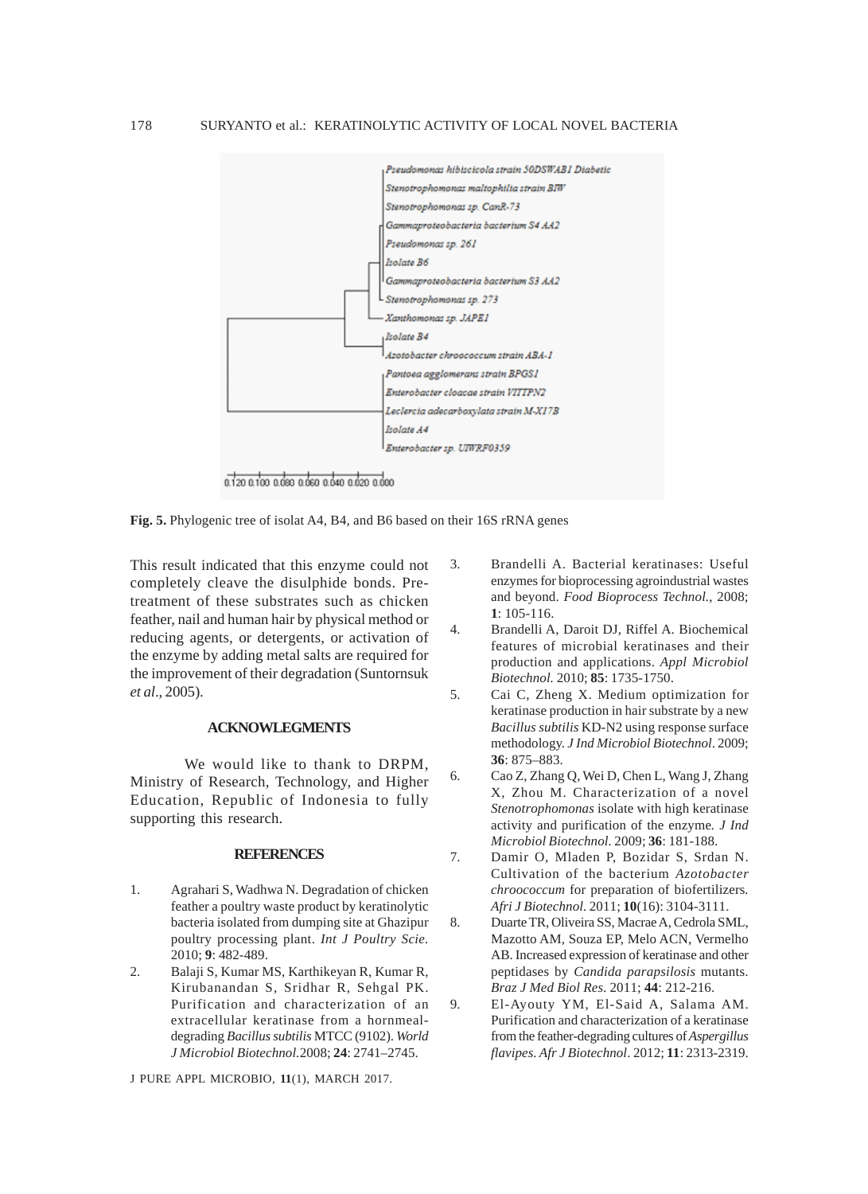Pseudomonas hibiscicola strain 50DSWAB1 Diabetic
Stenotrophomonas maltophilia strain BIW
Stenotrophomonas sp. CanR-73
Gammaproteobacteria bacterium S4 AA2
Pseudomonas sp. 261
Isolate B6
Gammaproteobacteria bacterium S3 AA2
Stenotrophomonas sp. 273
Xanthomonas sp. JAPE1
Isolate B4
Azotobacter chroococcum strain ABA-1
Pantoea agglomerans strain BPGS1
Enterobacter cloacae strain VITTPN2
Leclercia adecarboxylata strain M-X17B
Isolate A4
Enterobacter sp. UIWRF0359

0.120 0.100 0.080 0.060 0.040 0.020 0.000

**Fig. 5.** Phylogenic tree of isolat A4, B4, and B6 based on their 16S rRNA genes

This result indicated that this enzyme could not completely cleave the disulphide bonds. Pre-treatment of these substrates such as chicken feather, nail and human hair by physical method or reducing agents, or detergents, or activation of the enzyme by adding metal salts are required for the improvement of their degradation (Suntornsuk *et al*., 2005).

## ACKNOWLEGMENTS

We would like to thank to DRPM, Ministry of Research, Technology, and Higher Education, Republic of Indonesia to fully supporting this research.

## REFERENCES

1. Agrahari S, Wadhwa N. Degradation of chicken feather a poultry waste product by keratinolytic bacteria isolated from dumping site at Ghazipur poultry processing plant. *Int J Poultry Scie.* 2010; **9**: 482-489.
2. Balaji S, Kumar MS, Karthikeyan R, Kumar R, Kirubanandan S, Sridhar R, Sehgal PK. Purification and characterization of an extracellular keratinase from a hornmeal-degrading *Bacillus subtilis* MTCC (9102). *World J Microbiol Biotechnol.*2008; **24**: 2741–2745.
3. Brandelli A. Bacterial keratinases: Useful enzymes for bioprocessing agroindustrial wastes and beyond. *Food Bioprocess Technol.*, 2008; **1**: 105-116.
4. Brandelli A, Daroit DJ, Riffel A. Biochemical features of microbial keratinases and their production and applications. *Appl Microbiol Biotechnol.* 2010; **85**: 1735-1750.
5. Cai C, Zheng X. Medium optimization for keratinase production in hair substrate by a new *Bacillus subtilis* KD-N2 using response surface methodology. *J Ind Microbiol Biotechnol*. 2009; **36**: 875–883.
6. Cao Z, Zhang Q, Wei D, Chen L, Wang J, Zhang X, Zhou M. Characterization of a novel *Stenotrophomonas* isolate with high keratinase activity and purification of the enzyme. *J Ind Microbiol Biotechnol.* 2009; **36**: 181-188.
7. Damir O, Mladen P, Bozidar S, Srdan N. Cultivation of the bacterium *Azotobacter chroococcum* for preparation of biofertilizers. *Afri J Biotechnol.* 2011; **10**(16): 3104-3111.
8. Duarte TR, Oliveira SS, Macrae A, Cedrola SML, Mazotto AM, Souza EP, Melo ACN, Vermelho AB. Increased expression of keratinase and other peptidases by *Candida parapsilosis* mutants. *Braz J Med Biol Res.* 2011; **44**: 212-216.
9. El-Ayouty YM, El-Said A, Salama AM. Purification and characterization of a keratinase from the feather-degrading cultures of *Aspergillus flavipes*. *Afr J Biotechnol*. 2012; **11**: 2313-2319.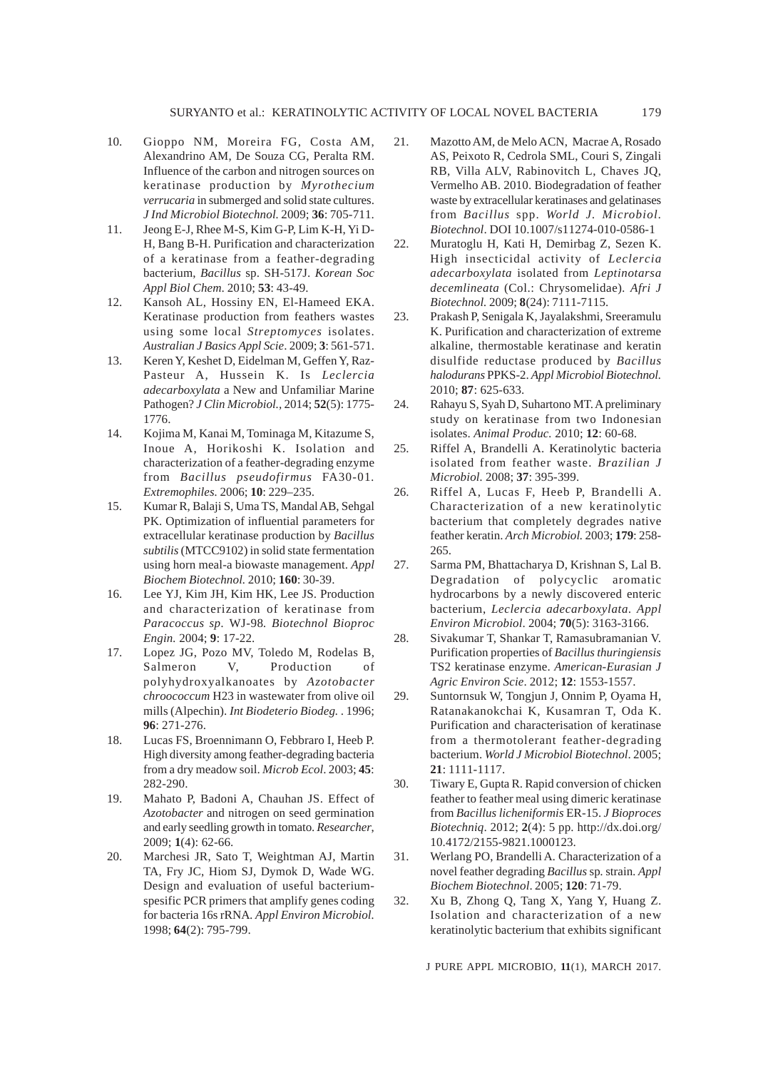10. Gioppo NM, Moreira FG, Costa AM, Alexandrino AM, De Souza CG, Peralta RM. Influence of the carbon and nitrogen sources on keratinase production by *Myrothecium verrucaria* in submerged and solid state cultures. *J Ind Microbiol Biotechnol.* 2009; **36**: 705-711.
11. Jeong E-J, Rhee M-S, Kim G-P, Lim K-H, Yi D-H, Bang B-H. Purification and characterization of a keratinase from a feather-degrading bacterium, *Bacillus* sp. SH-517J. *Korean Soc Appl Biol Chem.* 2010; **53**: 43-49.
12. Kansoh AL, Hossiny EN, El-Hameed EKA. Keratinase production from feathers wastes using some local *Streptomyces* isolates. *Australian J Basics Appl Scie.* 2009; **3**: 561-571.
13. Keren Y, Keshet D, Eidelman M, Geffen Y, Raz-Pasteur A, Hussein K. Is *Leclercia adecarboxylata* a New and Unfamiliar Marine Pathogen? *J Clin Microbiol.*, 2014; **52**(5): 1775-1776.
14. Kojima M, Kanai M, Tominaga M, Kitazume S, Inoue A, Horikoshi K. Isolation and characterization of a feather-degrading enzyme from *Bacillus pseudofirmus* FA30-01. *Extremophiles.* 2006; **10**: 229–235.
15. Kumar R, Balaji S, Uma TS, Mandal AB, Sehgal PK. Optimization of influential parameters for extracellular keratinase production by *Bacillus subtilis* (MTCC9102) in solid state fermentation using horn meal-a biowaste management. *Appl Biochem Biotechnol.* 2010; **160**: 30-39.
16. Lee YJ, Kim JH, Kim HK, Lee JS. Production and characterization of keratinase from *Paracoccus sp*. WJ-98. *Biotechnol Bioproc Engin.* 2004; **9**: 17-22.
17. Lopez JG, Pozo MV, Toledo M, Rodelas B, Salmeron V, Production of polyhydroxyalkanoates by *Azotobacter chroococcum* H23 in wastewater from olive oil mills (Alpechin). *Int Biodeterio Biodeg.* . 1996; **96**: 271-276.
18. Lucas FS, Broennimann O, Febbraro I, Heeb P. High diversity among feather-degrading bacteria from a dry meadow soil. *Microb Ecol*. 2003; **45**: 282-290.
19. Mahato P, Badoni A, Chauhan JS. Effect of *Azotobacter* and nitrogen on seed germination and early seedling growth in tomato. *Researcher*, 2009; **1**(4): 62-66.
20. Marchesi JR, Sato T, Weightman AJ, Martin TA, Fry JC, Hiom SJ, Dymok D, Wade WG. Design and evaluation of useful bacterium-spesific PCR primers that amplify genes coding for bacteria 16s rRNA. *Appl Environ Microbiol.* 1998; **64**(2): 795-799.
21. Mazotto AM, de Melo ACN, Macrae A, Rosado AS, Peixoto R, Cedrola SML, Couri S, Zingali RB, Villa ALV, Rabinovitch L, Chaves JQ, Vermelho AB. 2010. Biodegradation of feather waste by extracellular keratinases and gelatinases from *Bacillus* spp. *World J. Microbiol. Biotechnol*. DOI 10.1007/s11274-010-0586-1
22. Muratoglu H, Kati H, Demirbag Z, Sezen K. High insecticidal activity of *Leclercia adecarboxylata* isolated from *Leptinotarsa decemlineata* (Col.: Chrysomelidae). *Afri J Biotechnol.* 2009; **8**(24): 7111-7115.
23. Prakash P, Senigala K, Jayalakshmi, Sreeramulu K. Purification and characterization of extreme alkaline, thermostable keratinase and keratin disulfide reductase produced by *Bacillus halodurans* PPKS-2. *Appl Microbiol Biotechnol.* 2010; **87**: 625-633.
24. Rahayu S, Syah D, Suhartono MT. A preliminary study on keratinase from two Indonesian isolates. *Animal Produc.* 2010; **12**: 60-68.
25. Riffel A, Brandelli A. Keratinolytic bacteria isolated from feather waste. *Brazilian J Microbiol.* 2008; **37**: 395-399.
26. Riffel A, Lucas F, Heeb P, Brandelli A. Characterization of a new keratinolytic bacterium that completely degrades native feather keratin. *Arch Microbiol.* 2003; **179**: 258-265.
27. Sarma PM, Bhattacharya D, Krishnan S, Lal B. Degradation of polycyclic aromatic hydrocarbons by a newly discovered enteric bacterium, *Leclercia adecarboxylata*. *Appl Environ Microbiol.* 2004; **70**(5): 3163-3166.
28. Sivakumar T, Shankar T, Ramasubramanian V. Purification properties of *Bacillus thuringiensis* TS2 keratinase enzyme. *American-Eurasian J Agric Environ Scie*. 2012; **12**: 1553-1557.
29. Suntornsuk W, Tongjun J, Onnim P, Oyama H, Ratanakanokchai K, Kusamran T, Oda K. Purification and characterisation of keratinase from a thermotolerant feather-degrading bacterium. *World J Microbiol Biotechnol*. 2005; **21**: 1111-1117.
30. Tiwary E, Gupta R. Rapid conversion of chicken feather to feather meal using dimeric keratinase from *Bacillus licheniformis* ER-15. *J Bioproces Biotechniq*. 2012; **2**(4): 5 pp. http://dx.doi.org/10.4172/2155-9821.1000123.
31. Werlang PO, Brandelli A. Characterization of a novel feather degrading *Bacillus* sp. strain. *Appl Biochem Biotechnol*. 2005; **120**: 71-79.
32. Xu B, Zhong Q, Tang X, Yang Y, Huang Z. Isolation and characterization of a new keratinolytic bacterium that exhibits significant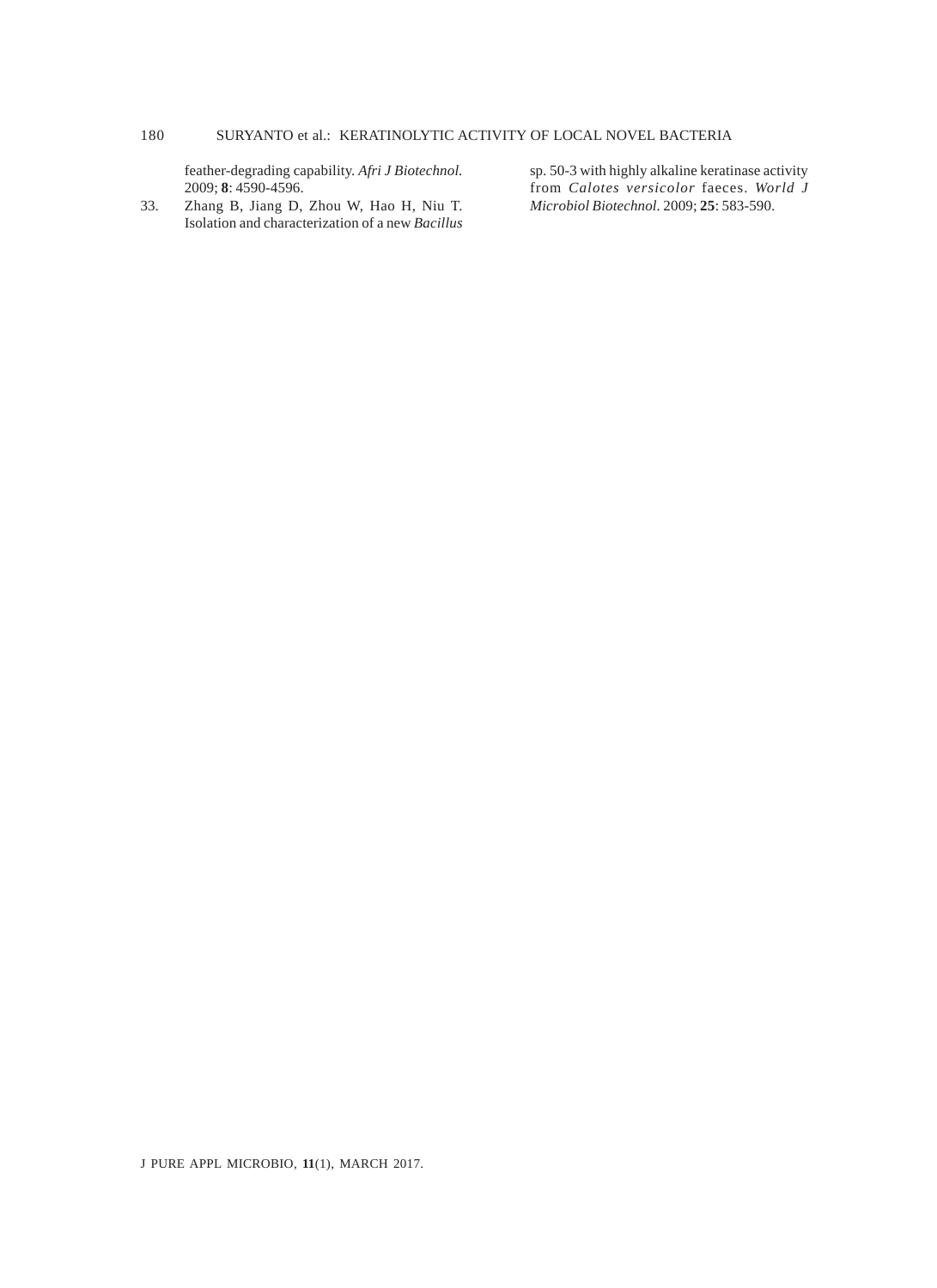feather-degrading capability. *Afri J Biotechnol.* 2009; **8**: 4590-4596.

33. Zhang B, Jiang D, Zhou W, Hao H, Niu T. Isolation and characterization of a new *Bacillus* sp. 50-3 with highly alkaline keratinase activity from *Calotes versicolor* faeces. *World J Microbiol Biotechnol.* 2009; **25**: 583-590.